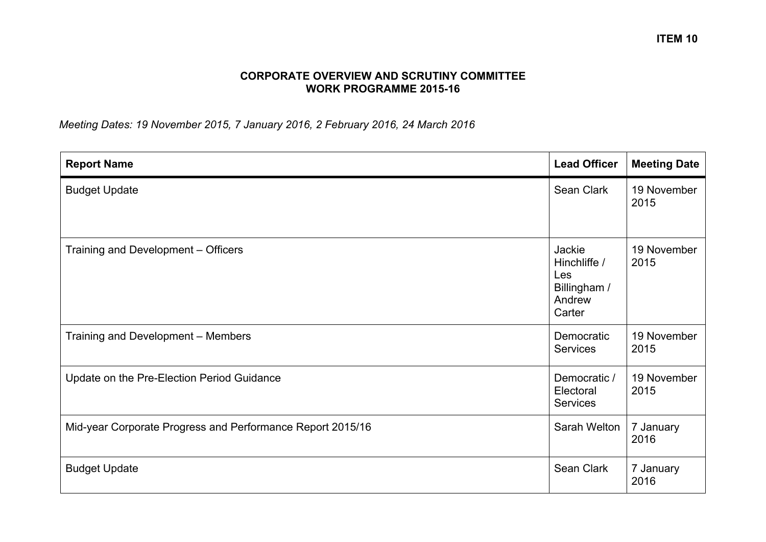**ITEM 10**

# CORPORATE OVERVIEW AND SCRUTINY COMMITTEE
## WORK PROGRAMME 2015-16

*Meeting Dates: 19 November 2015, 7 January 2016, 2 February 2016, 24 March 2016*

| Report Name | Lead Officer | Meeting Date |
|---|---|---|
| Budget Update | Sean Clark | 19 November 2015 |
| Training and Development – Officers | Jackie Hinchliffe / Les Billingham / Andrew Carter | 19 November 2015 |
| Training and Development – Members | Democratic Services | 19 November 2015 |
| Update on the Pre-Election Period Guidance | Democratic / Electoral Services | 19 November 2015 |
| Mid-year Corporate Progress and Performance Report 2015/16 | Sarah Welton | 7 January 2016 |
| Budget Update | Sean Clark | 7 January 2016 |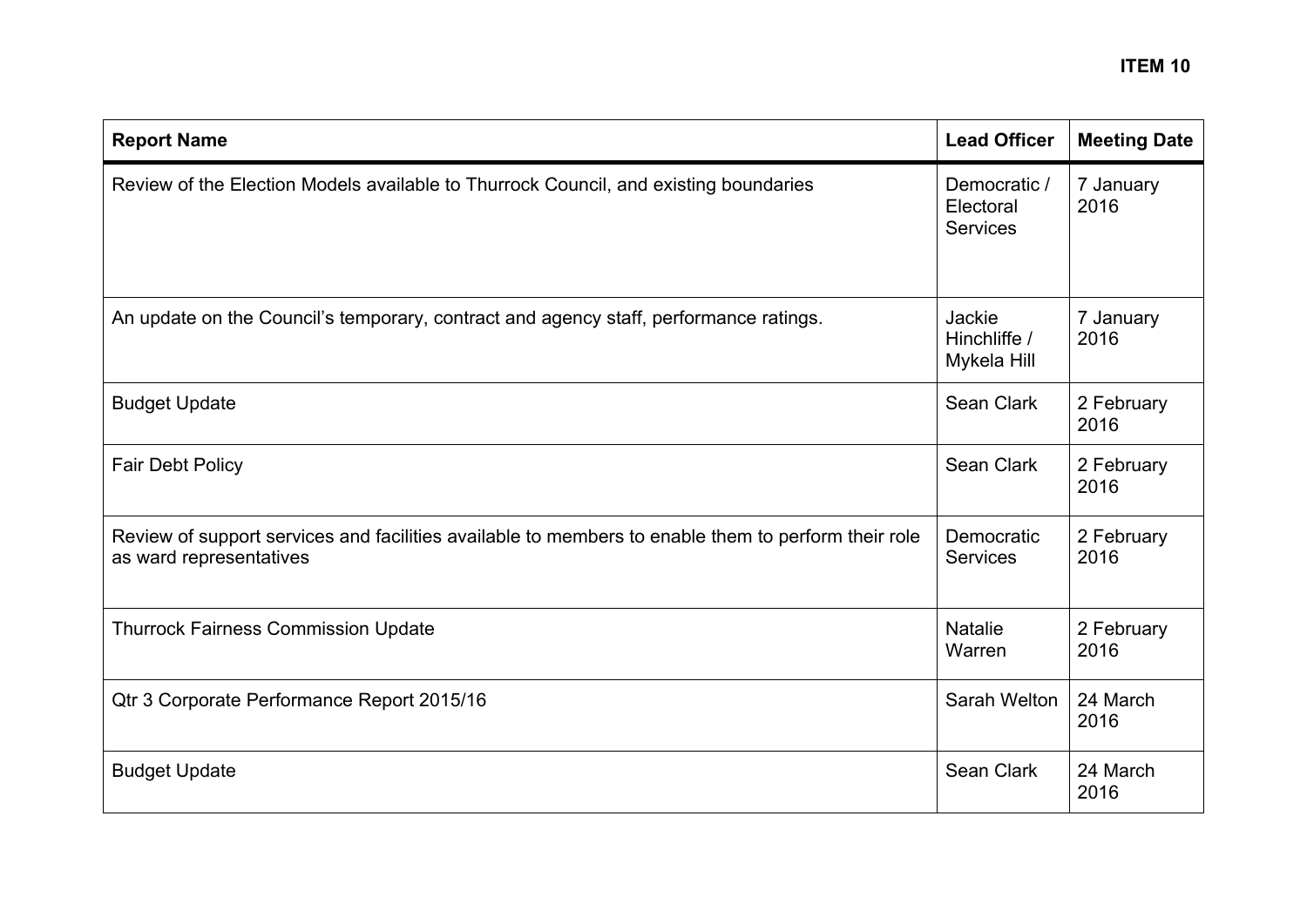**ITEM 10**

| Report Name | Lead Officer | Meeting Date |
| --- | --- | --- |
| Review of the Election Models available to Thurrock Council, and existing boundaries | Democratic / Electoral Services | 7 January 2016 |
| An update on the Council's temporary, contract and agency staff, performance ratings. | Jackie Hinchliffe / Mykela Hill | 7 January 2016 |
| Budget Update | Sean Clark | 2 February 2016 |
| Fair Debt Policy | Sean Clark | 2 February 2016 |
| Review of support services and facilities available to members to enable them to perform their role as ward representatives | Democratic Services | 2 February 2016 |
| Thurrock Fairness Commission Update | Natalie Warren | 2 February 2016 |
| Qtr 3 Corporate Performance Report 2015/16 | Sarah Welton | 24 March 2016 |
| Budget Update | Sean Clark | 24 March 2016 |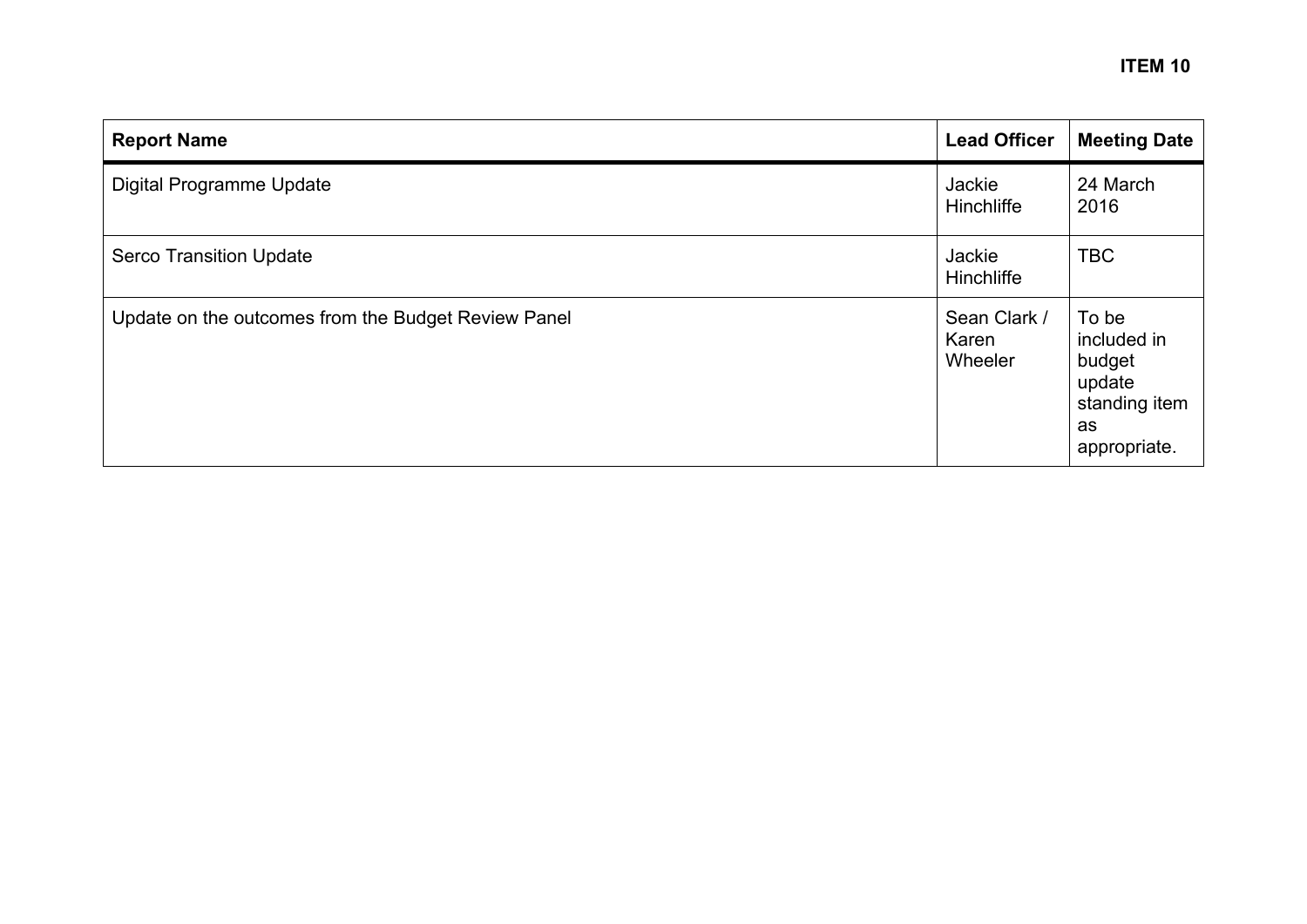**ITEM 10**

| Report Name | Lead Officer | Meeting Date |
|---|---|---|
| Digital Programme Update | Jackie Hinchliffe | 24 March 2016 |
| Serco Transition Update | Jackie Hinchliffe | TBC |
| Update on the outcomes from the Budget Review Panel | Sean Clark / Karen Wheeler | To be included in budget update standing item as appropriate. |